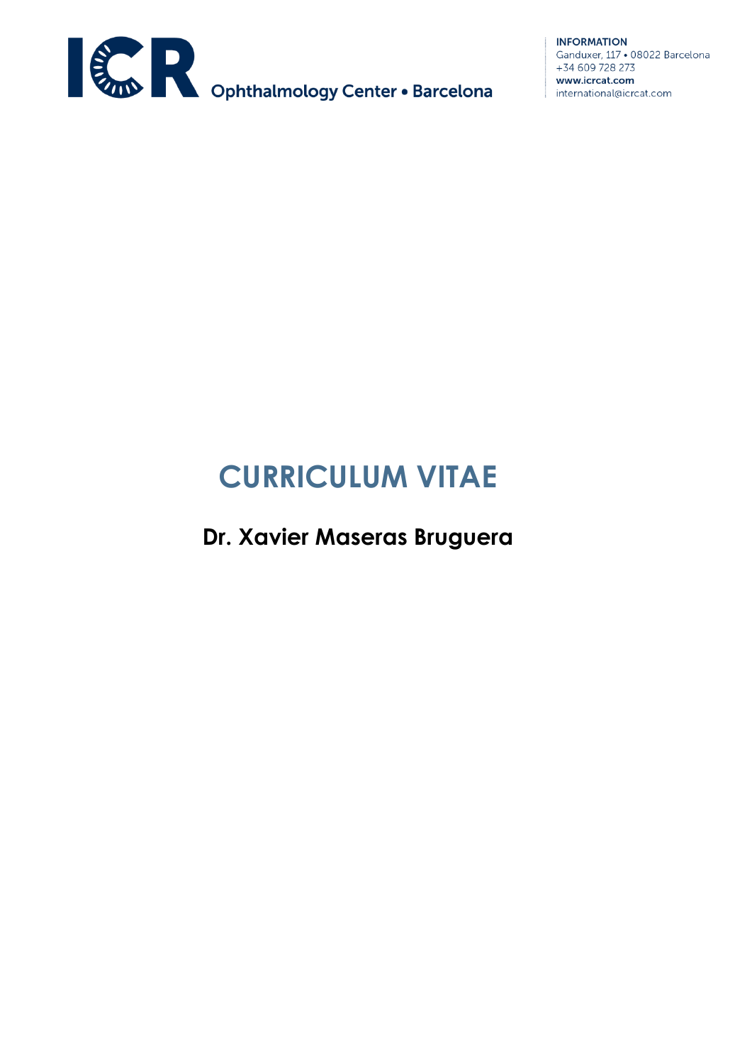ICR Ophthalmology Center • Barcelona

**INFORMATION**
Ganduxer, 117 • 08022 Barcelona
+34 609 728 273
**www.icrcat.com**
international@icrcat.com

# CURRICULUM VITAE

## Dr. Xavier Maseras Bruguera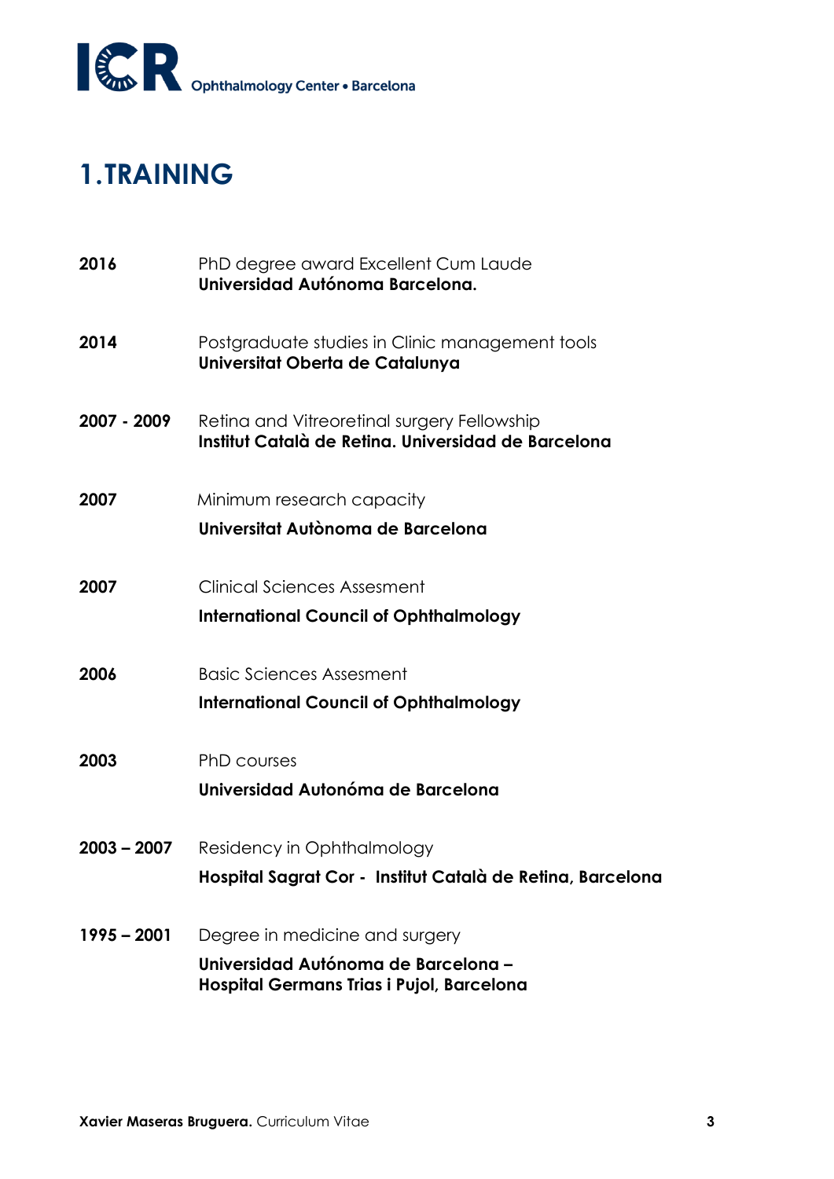# 1.TRAINING

**2016** PhD degree award Excellent Cum Laude
**Universidad Autónoma Barcelona.**

**2014** Postgraduate studies in Clinic management tools
**Universitat Oberta de Catalunya**

**2007 - 2009** Retina and Vitreoretinal surgery Fellowship
**Institut Català de Retina. Universidad de Barcelona**

**2007** Minimum research capacity
**Universitat Autònoma de Barcelona**

**2007** Clinical Sciences Assesment
**International Council of Ophthalmology**

**2006** Basic Sciences Assesment
**International Council of Ophthalmology**

**2003** PhD courses
**Universidad Autonóma de Barcelona**

**2003 – 2007** Residency in Ophthalmology
**Hospital Sagrat Cor - Institut Català de Retina, Barcelona**

**1995 – 2001** Degree in medicine and surgery
**Universidad Autónoma de Barcelona – Hospital Germans Trias i Pujol, Barcelona**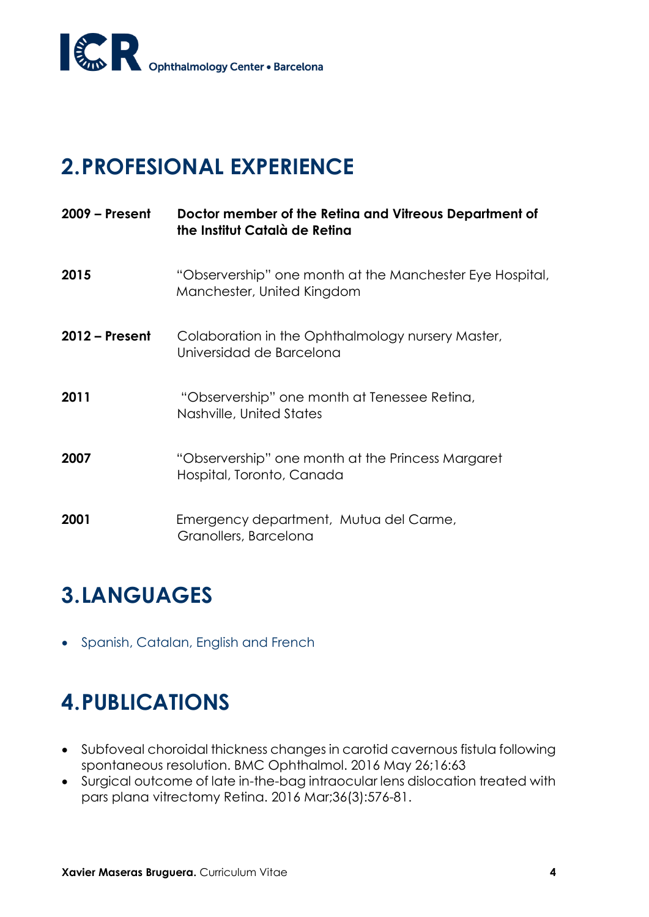## 2. PROFESIONAL EXPERIENCE

**2009 – Present** **Doctor member of the Retina and Vitreous Department of the Institut Català de Retina**

**2015** "Observership" one month at the Manchester Eye Hospital, Manchester, United Kingdom

**2012 – Present** Colaboration in the Ophthalmology nursery Master, Universidad de Barcelona

**2011** "Observership" one month at Tenessee Retina, Nashville, United States

**2007** "Observership" one month at the Princess Margaret Hospital, Toronto, Canada

**2001** Emergency department, Mutua del Carme, Granollers, Barcelona

## 3. LANGUAGES

- Spanish, Catalan, English and French

## 4. PUBLICATIONS

- Subfoveal choroidal thickness changes in carotid cavernous fistula following spontaneous resolution. BMC Ophthalmol. 2016 May 26;16:63
- Surgical outcome of late in-the-bag intraocular lens dislocation treated with pars plana vitrectomy Retina. 2016 Mar;36(3):576-81.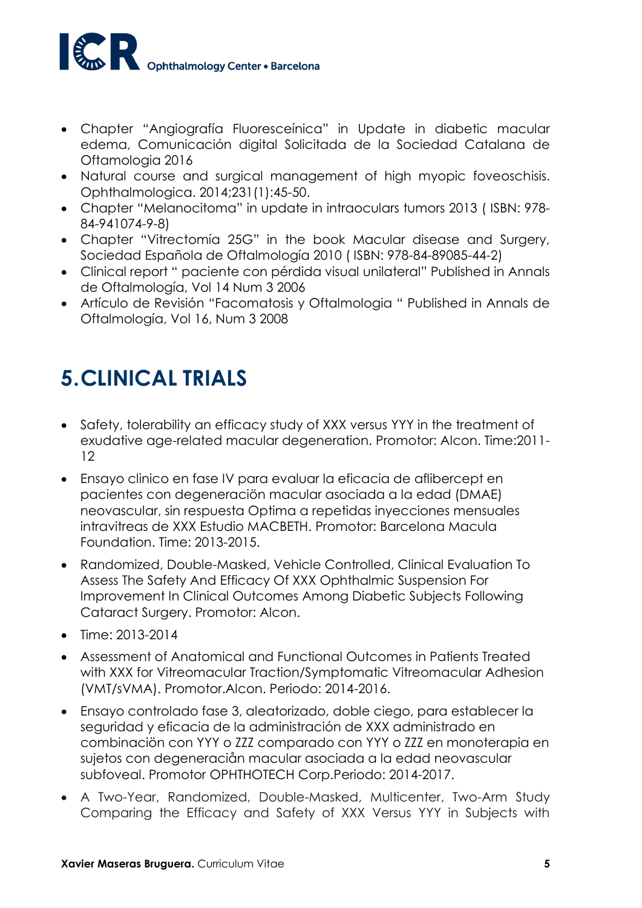- Chapter "Angiografía Fluoresceínica" in Update in diabetic macular edema, Comunicación digital Solicitada de la Sociedad Catalana de Oftamologia 2016
- Natural course and surgical management of high myopic foveoschisis. Ophthalmologica. 2014;231(1):45-50.
- Chapter "Melanocitoma" in update in intraoculars tumors 2013 ( ISBN: 978-84-941074-9-8)
- Chapter "Vitrectomía 25G" in the book Macular disease and Surgery, Sociedad Española de Oftalmología 2010 ( ISBN: 978-84-89085-44-2)
- Clinical report " paciente con pérdida visual unilateral" Published in Annals de Oftalmología, Vol 14 Num 3 2006
- Artículo de Revisión "Facomatosis y Oftalmologia " Published in Annals de Oftalmología, Vol 16, Num 3 2008

# 5. CLINICAL TRIALS

- Safety, tolerability an efficacy study of XXX versus YYY in the treatment of exudative age-related macular degeneration. Promotor: Alcon. Time:2011-12
- Ensayo clinico en fase IV para evaluar la eficacia de aflibercept en pacientes con degeneraciön macular asociada a la edad (DMAE) neovascular, sin respuesta Optima a repetidas inyecciones mensuales intravitreas de XXX Estudio MACBETH. Promotor: Barcelona Macula Foundation. Time: 2013-2015.
- Randomized, Double-Masked, Vehicle Controlled, Clinical Evaluation To Assess The Safety And Efficacy Of XXX Ophthalmic Suspension For Improvement In Clinical Outcomes Among Diabetic Subjects Following Cataract Surgery. Promotor: Alcon.
- Time: 2013-2014
- Assessment of Anatomical and Functional Outcomes in Patients Treated with XXX for Vitreomacular Traction/Symptomatic Vitreomacular Adhesion (VMT/sVMA). Promotor.Alcon. Periodo: 2014-2016.
- Ensayo controlado fase 3, aleatorizado, doble ciego, para establecer la seguridad y eficacia de la administración de XXX administrado en combinaciön con YYY o ZZZ comparado con YYY o ZZZ en monoterapia en sujetos con degeneraciån macular asociada a la edad neovascular subfoveal. Promotor OPHTHOTECH Corp.Periodo: 2014-2017.
- A Two-Year, Randomized, Double-Masked, Multicenter, Two-Arm Study Comparing the Efficacy and Safety of XXX Versus YYY in Subjects with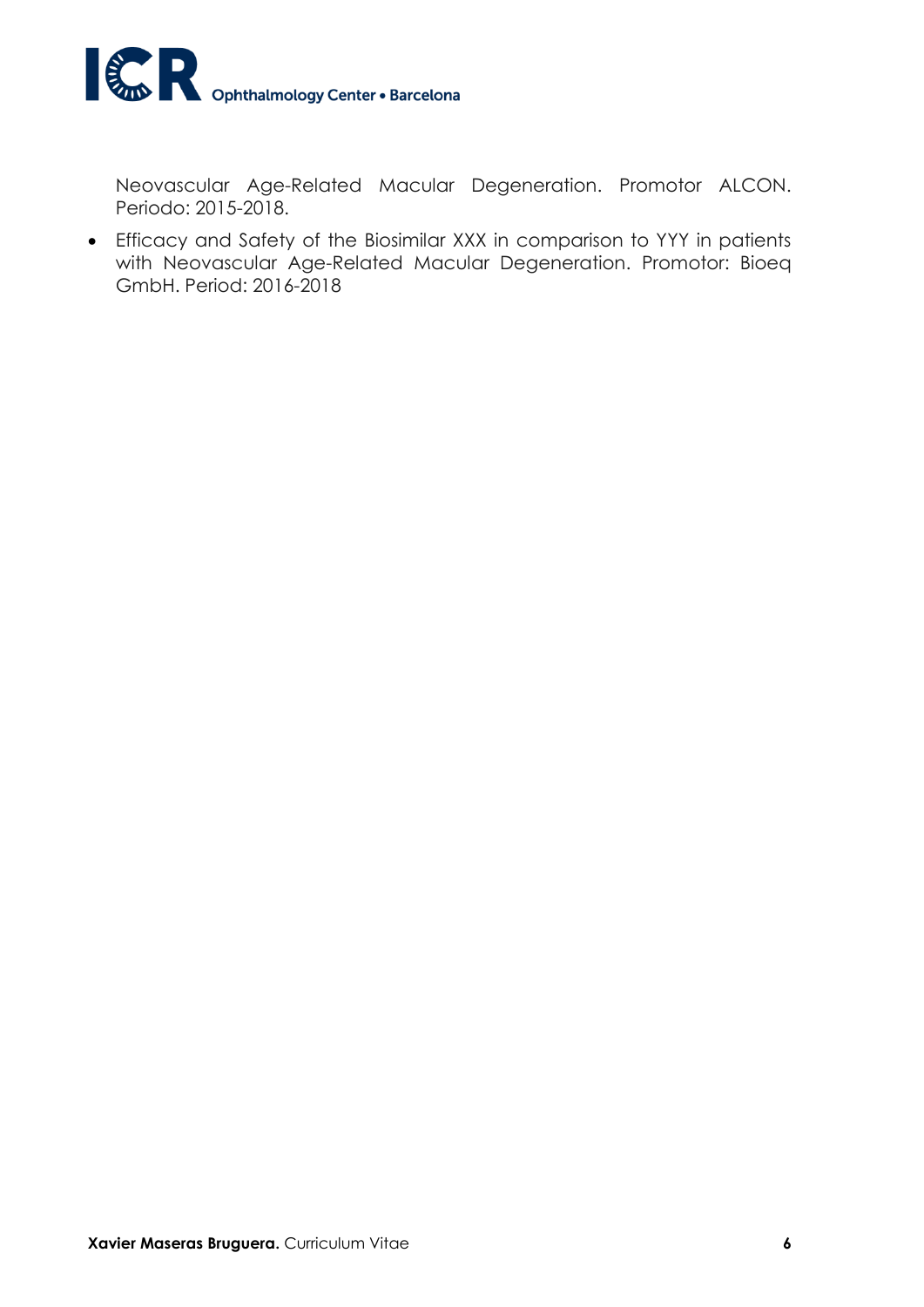Neovascular Age-Related Macular Degeneration. Promotor ALCON. Periodo: 2015-2018.

- Efficacy and Safety of the Biosimilar XXX in comparison to YYY in patients with Neovascular Age-Related Macular Degeneration. Promotor: Bioeq GmbH. Period: 2016-2018